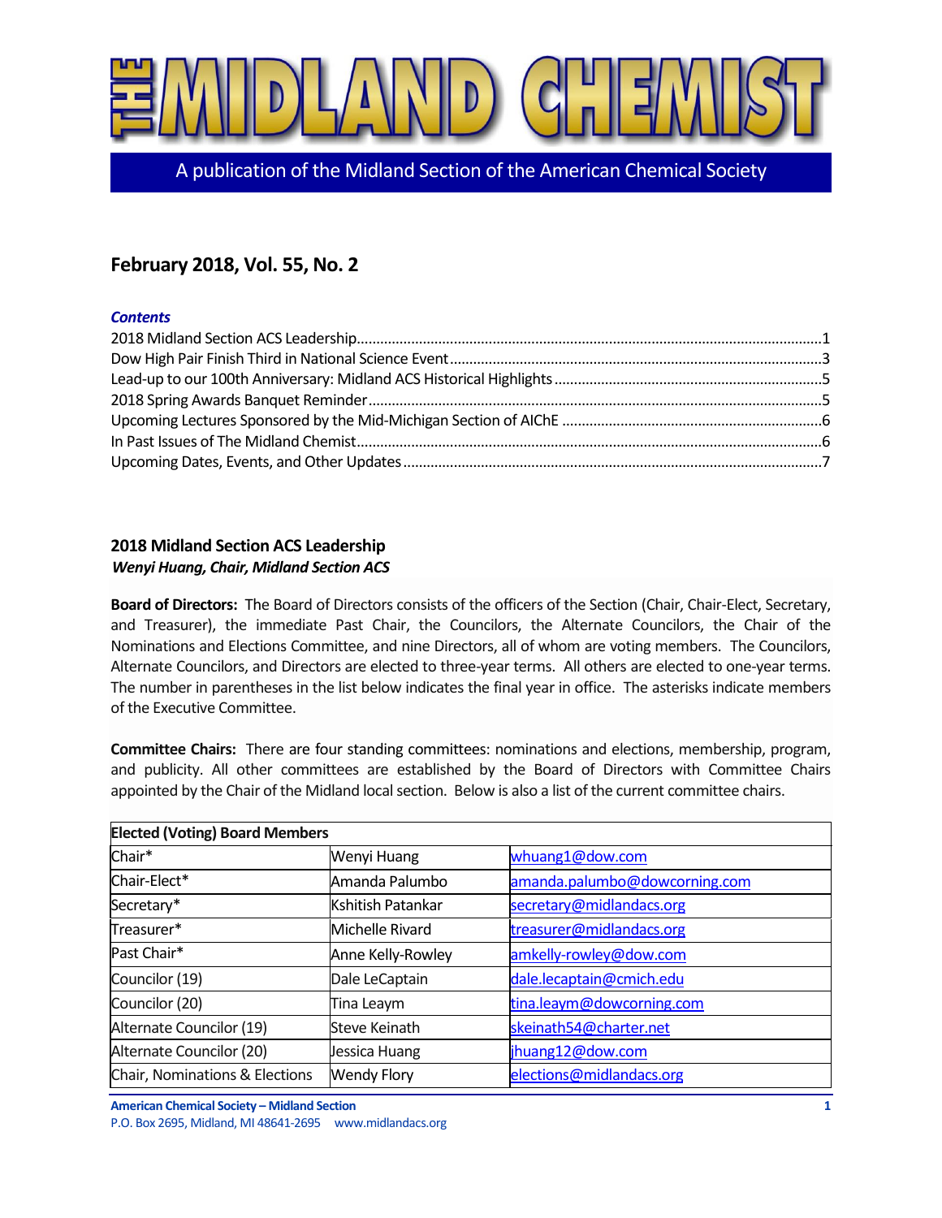# THE MIDLAND CHEMIST

A publication of the Midland Section of the American Chemical Society

## February 2018, Vol. 55, No. 2

***Contents***

2018 Midland Section ACS Leadership....1
Dow High Pair Finish Third in National Science Event....3
Lead-up to our 100th Anniversary: Midland ACS Historical Highlights....5
2018 Spring Awards Banquet Reminder....5
Upcoming Lectures Sponsored by the Mid-Michigan Section of AIChE....6
In Past Issues of The Midland Chemist....6
Upcoming Dates, Events, and Other Updates....7

## 2018 Midland Section ACS Leadership

***Wenyi Huang, Chair, Midland Section ACS***

**Board of Directors:** The Board of Directors consists of the officers of the Section (Chair, Chair-Elect, Secretary, and Treasurer), the immediate Past Chair, the Councilors, the Alternate Councilors, the Chair of the Nominations and Elections Committee, and nine Directors, all of whom are voting members. The Councilors, Alternate Councilors, and Directors are elected to three-year terms. All others are elected to one-year terms. The number in parentheses in the list below indicates the final year in office. The asterisks indicate members of the Executive Committee.

**Committee Chairs:** There are four standing committees: nominations and elections, membership, program, and publicity. All other committees are established by the Board of Directors with Committee Chairs appointed by the Chair of the Midland local section. Below is also a list of the current committee chairs.

| Elected (Voting) Board Members | | |
|---|---|---|
| Chair* | Wenyi Huang | whuang1@dow.com |
| Chair-Elect* | Amanda Palumbo | amanda.palumbo@dowcorning.com |
| Secretary* | Kshitish Patankar | secretary@midlandacs.org |
| Treasurer* | Michelle Rivard | treasurer@midlandacs.org |
| Past Chair* | Anne Kelly-Rowley | amkelly-rowley@dow.com |
| Councilor (19) | Dale LeCaptain | dale.lecaptain@cmich.edu |
| Councilor (20) | Tina Leaym | tina.leaym@dowcorning.com |
| Alternate Councilor (19) | Steve Keinath | skeinath54@charter.net |
| Alternate Councilor (20) | Jessica Huang | jhuang12@dow.com |
| Chair, Nominations & Elections | Wendy Flory | elections@midlandacs.org |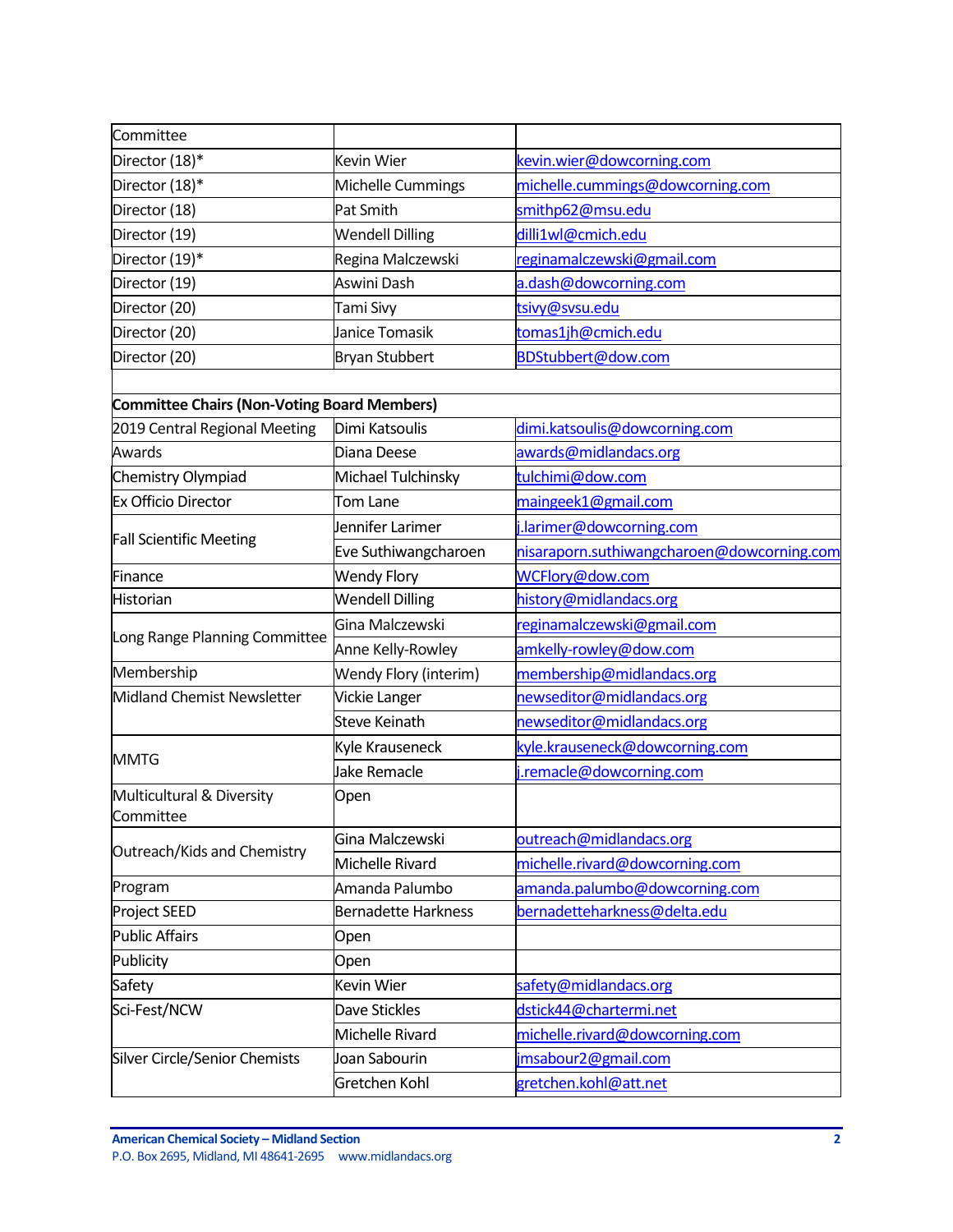| Committee | | |
|---|---|---|
| Director (18)* | Kevin Wier | kevin.wier@dowcorning.com |
| Director (18)* | Michelle Cummings | michelle.cummings@dowcorning.com |
| Director (18) | Pat Smith | smithp62@msu.edu |
| Director (19) | Wendell Dilling | dilli1wl@cmich.edu |
| Director (19)* | Regina Malczewski | reginamalczewski@gmail.com |
| Director (19) | Aswini Dash | a.dash@dowcorning.com |
| Director (20) | Tami Sivy | tsivy@svsu.edu |
| Director (20) | Janice Tomasik | tomas1jh@cmich.edu |
| Director (20) | Bryan Stubbert | BDStubbert@dow.com |
| | | |
| **Committee Chairs (Non-Voting Board Members)** | | |
| 2019 Central Regional Meeting | Dimi Katsoulis | dimi.katsoulis@dowcorning.com |
| Awards | Diana Deese | awards@midlandacs.org |
| Chemistry Olympiad | Michael Tulchinsky | tulchimi@dow.com |
| Ex Officio Director | Tom Lane | maingeek1@gmail.com |
| Fall Scientific Meeting | Jennifer Larimer | j.larimer@dowcorning.com |
| | Eve Suthiwangcharoen | nisaraporn.suthiwangcharoen@dowcorning.com |
| Finance | Wendy Flory | WCFlory@dow.com |
| Historian | Wendell Dilling | history@midlandacs.org |
| Long Range Planning Committee | Gina Malczewski | reginamalczewski@gmail.com |
| | Anne Kelly-Rowley | amkelly-rowley@dow.com |
| Membership | Wendy Flory (interim) | membership@midlandacs.org |
| Midland Chemist Newsletter | Vickie Langer | newseditor@midlandacs.org |
| | Steve Keinath | newseditor@midlandacs.org |
| MMTG | Kyle Krauseneck | kyle.krauseneck@dowcorning.com |
| | Jake Remacle | j.remacle@dowcorning.com |
| Multicultural & Diversity Committee | Open | |
| Outreach/Kids and Chemistry | Gina Malczewski | outreach@midlandacs.org |
| | Michelle Rivard | michelle.rivard@dowcorning.com |
| Program | Amanda Palumbo | amanda.palumbo@dowcorning.com |
| Project SEED | Bernadette Harkness | bernadetteharkness@delta.edu |
| Public Affairs | Open | |
| Publicity | Open | |
| Safety | Kevin Wier | safety@midlandacs.org |
| Sci-Fest/NCW | Dave Stickles | dstick44@chartermi.net |
| | Michelle Rivard | michelle.rivard@dowcorning.com |
| Silver Circle/Senior Chemists | Joan Sabourin | jmsabour2@gmail.com |
| | Gretchen Kohl | gretchen.kohl@att.net |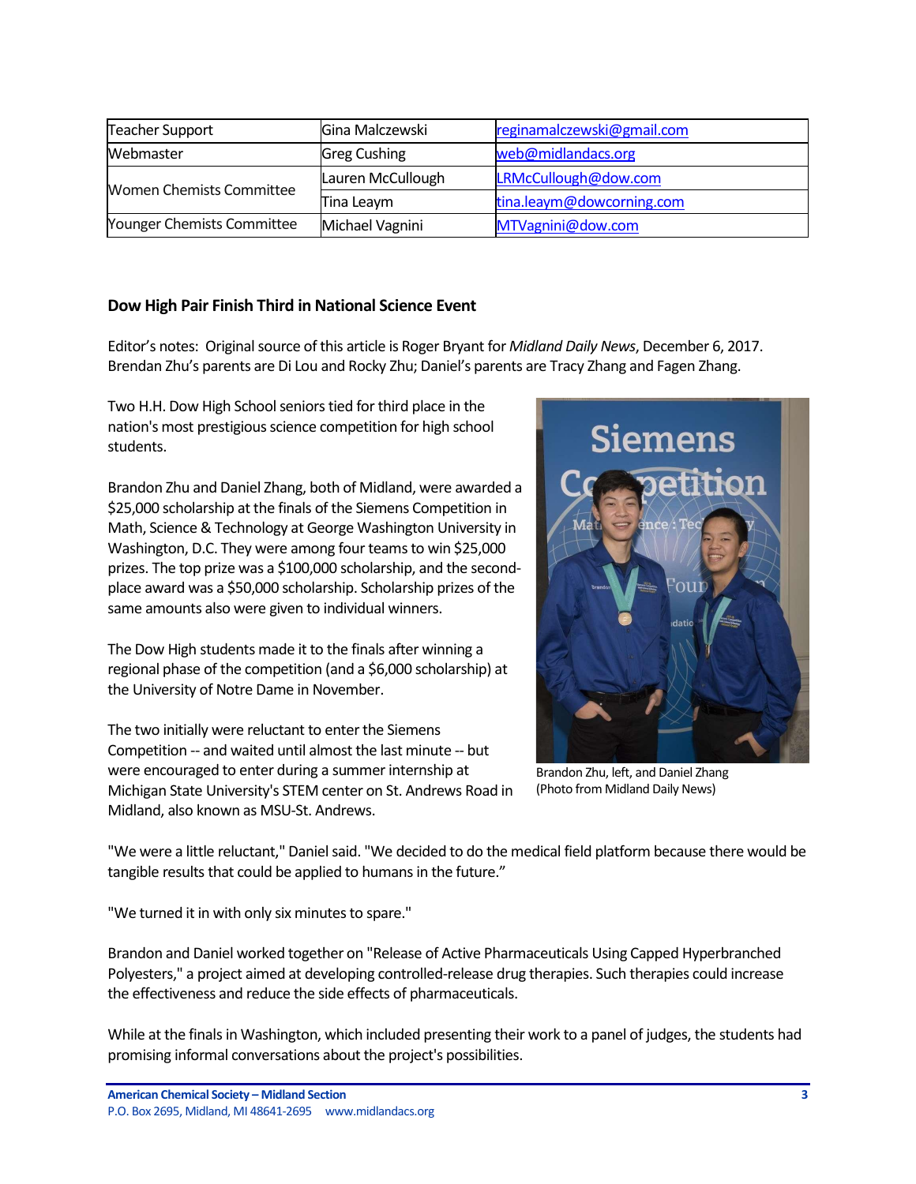| Teacher Support | Gina Malczewski | reginamalczewski@gmail.com |
|---|---|---|
| Webmaster | Greg Cushing | web@midlandacs.org |
| Women Chemists Committee | Lauren McCullough | LRMcCullough@dow.com |
| | Tina Leaym | tina.leaym@dowcorning.com |
| Younger Chemists Committee | Michael Vagnini | MTVagnini@dow.com |

**Dow High Pair Finish Third in National Science Event**

Editor's notes: Original source of this article is Roger Bryant for *Midland Daily News*, December 6, 2017. Brendan Zhu's parents are Di Lou and Rocky Zhu; Daniel's parents are Tracy Zhang and Fagen Zhang.

Two H.H. Dow High School seniors tied for third place in the nation's most prestigious science competition for high school students.

Brandon Zhu and Daniel Zhang, both of Midland, were awarded a $25,000 scholarship at the finals of the Siemens Competition in Math, Science & Technology at George Washington University in Washington, D.C. They were among four teams to win $25,000 prizes. The top prize was a $100,000 scholarship, and the second-place award was a $50,000 scholarship. Scholarship prizes of the same amounts also were given to individual winners.

The Dow High students made it to the finals after winning a regional phase of the competition (and a $6,000 scholarship) at the University of Notre Dame in November.

The two initially were reluctant to enter the Siemens Competition -- and waited until almost the last minute -- but were encouraged to enter during a summer internship at Michigan State University's STEM center on St. Andrews Road in Midland, also known as MSU-St. Andrews.

Brandon Zhu, left, and Daniel Zhang (Photo from Midland Daily News)

"We were a little reluctant," Daniel said. "We decided to do the medical field platform because there would be tangible results that could be applied to humans in the future."

"We turned it in with only six minutes to spare."

Brandon and Daniel worked together on "Release of Active Pharmaceuticals Using Capped Hyperbranched Polyesters," a project aimed at developing controlled-release drug therapies. Such therapies could increase the effectiveness and reduce the side effects of pharmaceuticals.

While at the finals in Washington, which included presenting their work to a panel of judges, the students had promising informal conversations about the project's possibilities.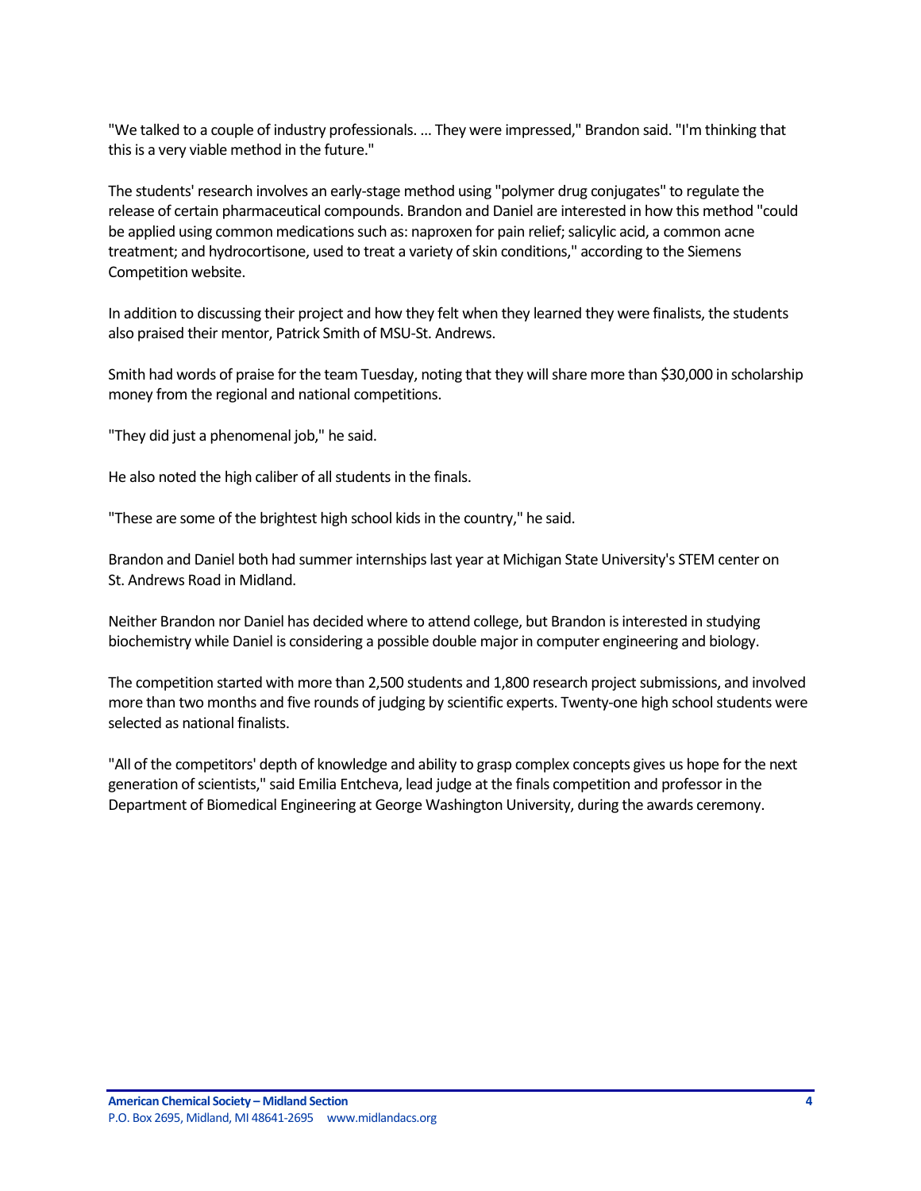"We talked to a couple of industry professionals. ... They were impressed," Brandon said. "I'm thinking that this is a very viable method in the future."

The students' research involves an early-stage method using "polymer drug conjugates" to regulate the release of certain pharmaceutical compounds. Brandon and Daniel are interested in how this method "could be applied using common medications such as: naproxen for pain relief; salicylic acid, a common acne treatment; and hydrocortisone, used to treat a variety of skin conditions," according to the Siemens Competition website.

In addition to discussing their project and how they felt when they learned they were finalists, the students also praised their mentor, Patrick Smith of MSU-St. Andrews.

Smith had words of praise for the team Tuesday, noting that they will share more than $30,000 in scholarship money from the regional and national competitions.

"They did just a phenomenal job," he said.

He also noted the high caliber of all students in the finals.

"These are some of the brightest high school kids in the country," he said.

Brandon and Daniel both had summer internships last year at Michigan State University's STEM center on St. Andrews Road in Midland.

Neither Brandon nor Daniel has decided where to attend college, but Brandon is interested in studying biochemistry while Daniel is considering a possible double major in computer engineering and biology.

The competition started with more than 2,500 students and 1,800 research project submissions, and involved more than two months and five rounds of judging by scientific experts. Twenty-one high school students were selected as national finalists.

"All of the competitors' depth of knowledge and ability to grasp complex concepts gives us hope for the next generation of scientists," said Emilia Entcheva, lead judge at the finals competition and professor in the Department of Biomedical Engineering at George Washington University, during the awards ceremony.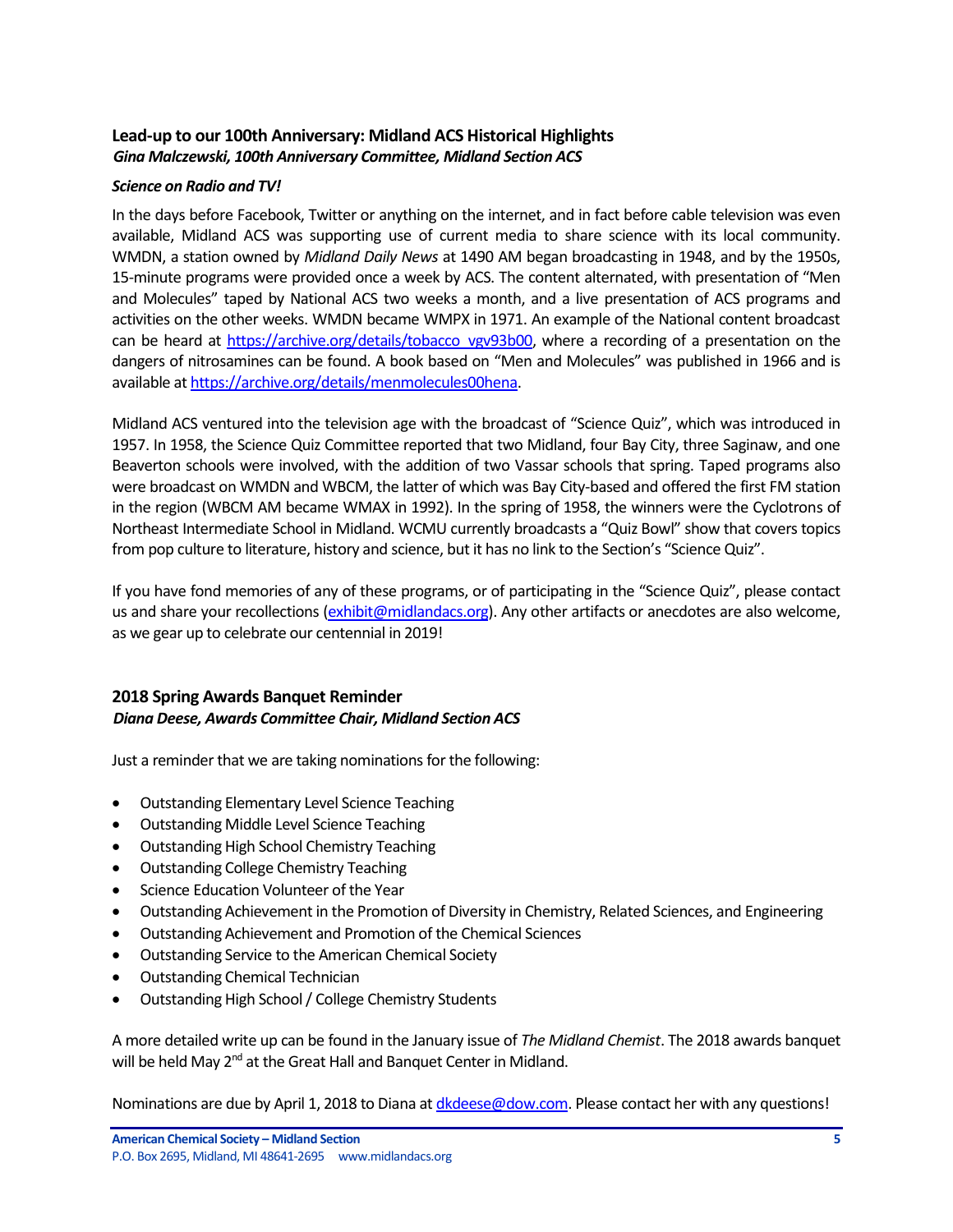## Lead-up to our 100th Anniversary: Midland ACS Historical Highlights

***Gina Malczewski, 100th Anniversary Committee, Midland Section ACS***

***Science on Radio and TV!***

In the days before Facebook, Twitter or anything on the internet, and in fact before cable television was even available, Midland ACS was supporting use of current media to share science with its local community. WMDN, a station owned by *Midland Daily News* at 1490 AM began broadcasting in 1948, and by the 1950s, 15-minute programs were provided once a week by ACS. The content alternated, with presentation of "Men and Molecules" taped by National ACS two weeks a month, and a live presentation of ACS programs and activities on the other weeks. WMDN became WMPX in 1971. An example of the National content broadcast can be heard at https://archive.org/details/tobacco_vgv93b00, where a recording of a presentation on the dangers of nitrosamines can be found. A book based on "Men and Molecules" was published in 1966 and is available at https://archive.org/details/menmolecules00hena.

Midland ACS ventured into the television age with the broadcast of "Science Quiz", which was introduced in 1957. In 1958, the Science Quiz Committee reported that two Midland, four Bay City, three Saginaw, and one Beaverton schools were involved, with the addition of two Vassar schools that spring. Taped programs also were broadcast on WMDN and WBCM, the latter of which was Bay City-based and offered the first FM station in the region (WBCM AM became WMAX in 1992). In the spring of 1958, the winners were the Cyclotrons of Northeast Intermediate School in Midland. WCMU currently broadcasts a "Quiz Bowl" show that covers topics from pop culture to literature, history and science, but it has no link to the Section's "Science Quiz".

If you have fond memories of any of these programs, or of participating in the "Science Quiz", please contact us and share your recollections (exhibit@midlandacs.org). Any other artifacts or anecdotes are also welcome, as we gear up to celebrate our centennial in 2019!

## 2018 Spring Awards Banquet Reminder

***Diana Deese, Awards Committee Chair, Midland Section ACS***

Just a reminder that we are taking nominations for the following:

- Outstanding Elementary Level Science Teaching
- Outstanding Middle Level Science Teaching
- Outstanding High School Chemistry Teaching
- Outstanding College Chemistry Teaching
- Science Education Volunteer of the Year
- Outstanding Achievement in the Promotion of Diversity in Chemistry, Related Sciences, and Engineering
- Outstanding Achievement and Promotion of the Chemical Sciences
- Outstanding Service to the American Chemical Society
- Outstanding Chemical Technician
- Outstanding High School / College Chemistry Students

A more detailed write up can be found in the January issue of *The Midland Chemist*. The 2018 awards banquet will be held May 2nd at the Great Hall and Banquet Center in Midland.

Nominations are due by April 1, 2018 to Diana at dkdeese@dow.com. Please contact her with any questions!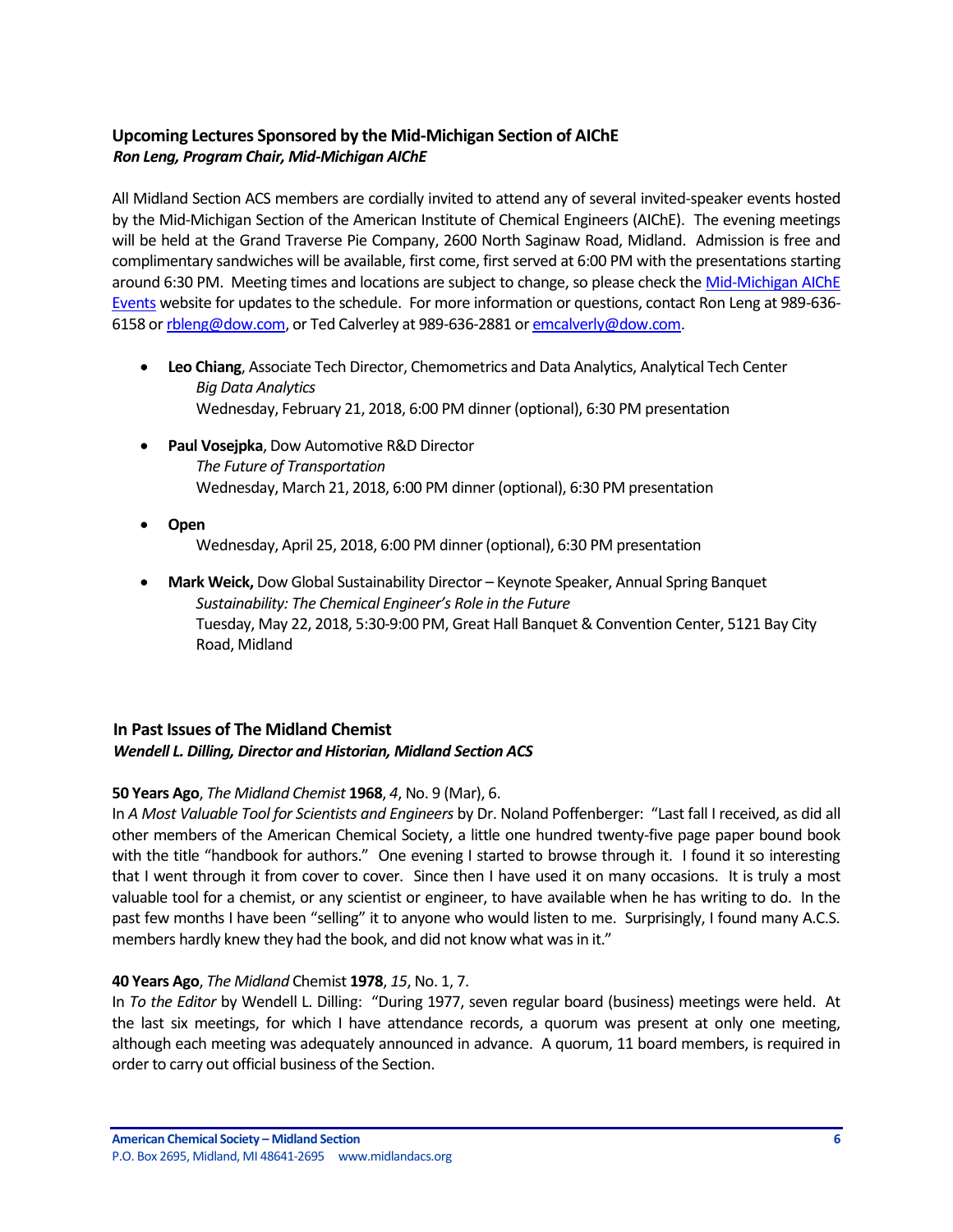### Upcoming Lectures Sponsored by the Mid-Michigan Section of AIChE
***Ron Leng, Program Chair, Mid-Michigan AIChE***

All Midland Section ACS members are cordially invited to attend any of several invited-speaker events hosted by the Mid-Michigan Section of the American Institute of Chemical Engineers (AIChE). The evening meetings will be held at the Grand Traverse Pie Company, 2600 North Saginaw Road, Midland. Admission is free and complimentary sandwiches will be available, first come, first served at 6:00 PM with the presentations starting around 6:30 PM. Meeting times and locations are subject to change, so please check the Mid-Michigan AIChE Events website for updates to the schedule. For more information or questions, contact Ron Leng at 989-636-6158 or rbleng@dow.com, or Ted Calverley at 989-636-2881 or emcalverly@dow.com.

- **Leo Chiang**, Associate Tech Director, Chemometrics and Data Analytics, Analytical Tech Center
  *Big Data Analytics*
  Wednesday, February 21, 2018, 6:00 PM dinner (optional), 6:30 PM presentation

- **Paul Vosejpka**, Dow Automotive R&D Director
  *The Future of Transportation*
  Wednesday, March 21, 2018, 6:00 PM dinner (optional), 6:30 PM presentation

- **Open**
  Wednesday, April 25, 2018, 6:00 PM dinner (optional), 6:30 PM presentation

- **Mark Weick,** Dow Global Sustainability Director – Keynote Speaker, Annual Spring Banquet
  *Sustainability: The Chemical Engineer's Role in the Future*
  Tuesday, May 22, 2018, 5:30-9:00 PM, Great Hall Banquet & Convention Center, 5121 Bay City Road, Midland

### In Past Issues of The Midland Chemist
***Wendell L. Dilling, Director and Historian, Midland Section ACS***

**50 Years Ago**, *The Midland Chemist* **1968**, *4*, No. 9 (Mar), 6.
In *A Most Valuable Tool for Scientists and Engineers* by Dr. Noland Poffenberger: "Last fall I received, as did all other members of the American Chemical Society, a little one hundred twenty-five page paper bound book with the title "handbook for authors." One evening I started to browse through it. I found it so interesting that I went through it from cover to cover. Since then I have used it on many occasions. It is truly a most valuable tool for a chemist, or any scientist or engineer, to have available when he has writing to do. In the past few months I have been "selling" it to anyone who would listen to me. Surprisingly, I found many A.C.S. members hardly knew they had the book, and did not know what was in it."

**40 Years Ago**, *The Midland* Chemist **1978**, *15*, No. 1, 7.
In *To the Editor* by Wendell L. Dilling: "During 1977, seven regular board (business) meetings were held. At the last six meetings, for which I have attendance records, a quorum was present at only one meeting, although each meeting was adequately announced in advance. A quorum, 11 board members, is required in order to carry out official business of the Section.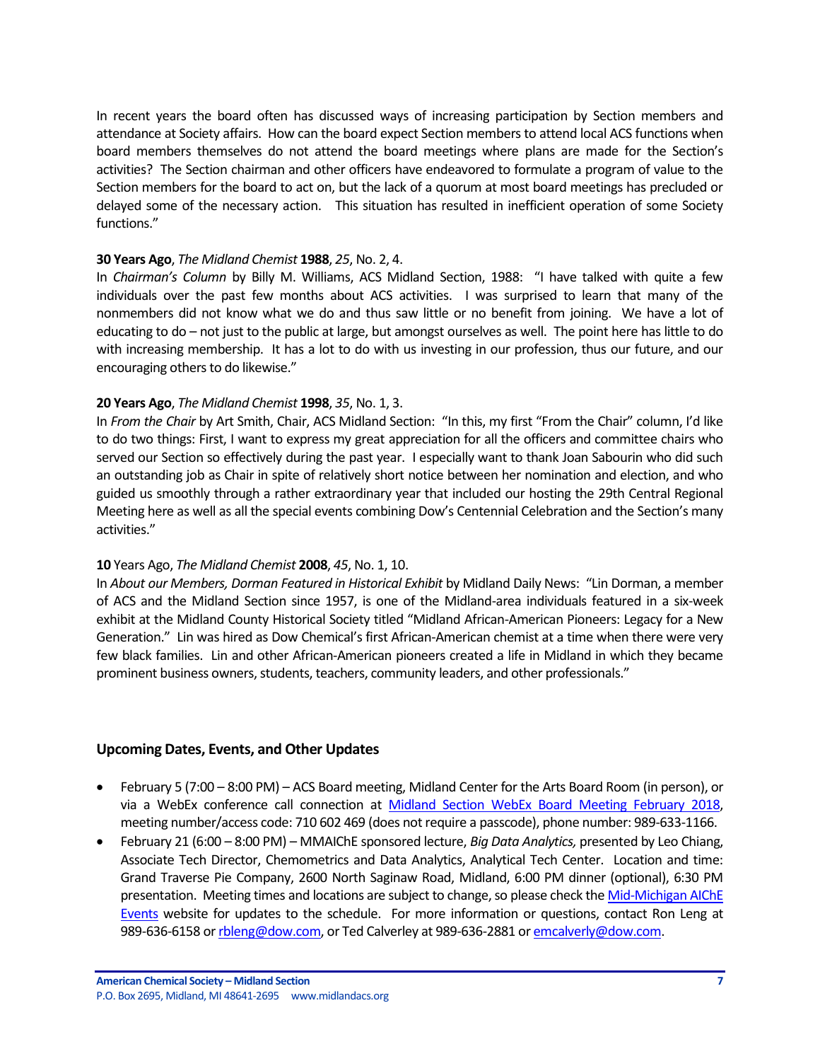In recent years the board often has discussed ways of increasing participation by Section members and attendance at Society affairs. How can the board expect Section members to attend local ACS functions when board members themselves do not attend the board meetings where plans are made for the Section's activities? The Section chairman and other officers have endeavored to formulate a program of value to the Section members for the board to act on, but the lack of a quorum at most board meetings has precluded or delayed some of the necessary action. This situation has resulted in inefficient operation of some Society functions."

**30 Years Ago**, *The Midland Chemist* **1988**, *25*, No. 2, 4.
In *Chairman's Column* by Billy M. Williams, ACS Midland Section, 1988: "I have talked with quite a few individuals over the past few months about ACS activities. I was surprised to learn that many of the nonmembers did not know what we do and thus saw little or no benefit from joining. We have a lot of educating to do – not just to the public at large, but amongst ourselves as well. The point here has little to do with increasing membership. It has a lot to do with us investing in our profession, thus our future, and our encouraging others to do likewise."

**20 Years Ago**, *The Midland Chemist* **1998**, *35*, No. 1, 3.
In *From the Chair* by Art Smith, Chair, ACS Midland Section: "In this, my first "From the Chair" column, I'd like to do two things: First, I want to express my great appreciation for all the officers and committee chairs who served our Section so effectively during the past year. I especially want to thank Joan Sabourin who did such an outstanding job as Chair in spite of relatively short notice between her nomination and election, and who guided us smoothly through a rather extraordinary year that included our hosting the 29th Central Regional Meeting here as well as all the special events combining Dow's Centennial Celebration and the Section's many activities."

**10** Years Ago, *The Midland Chemist* **2008**, *45*, No. 1, 10.
In *About our Members, Dorman Featured in Historical Exhibit* by Midland Daily News: "Lin Dorman, a member of ACS and the Midland Section since 1957, is one of the Midland-area individuals featured in a six-week exhibit at the Midland County Historical Society titled "Midland African-American Pioneers: Legacy for a New Generation." Lin was hired as Dow Chemical's first African-American chemist at a time when there were very few black families. Lin and other African-American pioneers created a life in Midland in which they became prominent business owners, students, teachers, community leaders, and other professionals."

### Upcoming Dates, Events, and Other Updates

- February 5 (7:00 – 8:00 PM) – ACS Board meeting, Midland Center for the Arts Board Room (in person), or via a WebEx conference call connection at Midland Section WebEx Board Meeting February 2018, meeting number/access code: 710 602 469 (does not require a passcode), phone number: 989-633-1166.
- February 21 (6:00 – 8:00 PM) – MMAIChE sponsored lecture, *Big Data Analytics,* presented by Leo Chiang, Associate Tech Director, Chemometrics and Data Analytics, Analytical Tech Center. Location and time: Grand Traverse Pie Company, 2600 North Saginaw Road, Midland, 6:00 PM dinner (optional), 6:30 PM presentation. Meeting times and locations are subject to change, so please check the Mid-Michigan AIChE Events website for updates to the schedule. For more information or questions, contact Ron Leng at 989-636-6158 or rbleng@dow.com, or Ted Calverley at 989-636-2881 or emcalverly@dow.com.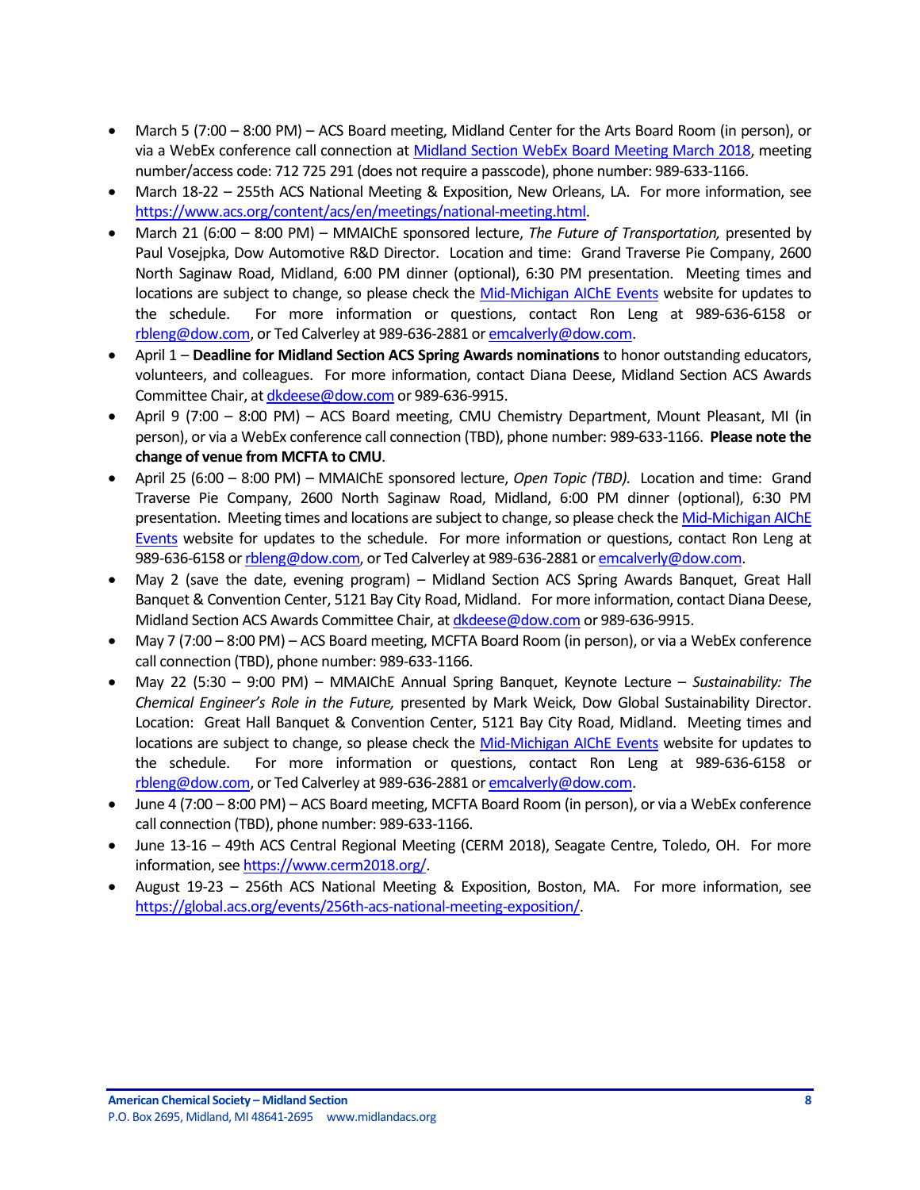- March 5 (7:00 – 8:00 PM) – ACS Board meeting, Midland Center for the Arts Board Room (in person), or via a WebEx conference call connection at [Midland Section WebEx Board Meeting March 2018](), meeting number/access code: 712 725 291 (does not require a passcode), phone number: 989-633-1166.
- March 18-22 – 255th ACS National Meeting & Exposition, New Orleans, LA. For more information, see https://www.acs.org/content/acs/en/meetings/national-meeting.html.
- March 21 (6:00 – 8:00 PM) – MMAIChE sponsored lecture, *The Future of Transportation,* presented by Paul Vosejpka, Dow Automotive R&D Director. Location and time: Grand Traverse Pie Company, 2600 North Saginaw Road, Midland, 6:00 PM dinner (optional), 6:30 PM presentation. Meeting times and locations are subject to change, so please check the [Mid-Michigan AIChE Events]() website for updates to the schedule. For more information or questions, contact Ron Leng at 989-636-6158 or rbleng@dow.com, or Ted Calverley at 989-636-2881 or emcalverly@dow.com.
- April 1 – **Deadline for Midland Section ACS Spring Awards nominations** to honor outstanding educators, volunteers, and colleagues. For more information, contact Diana Deese, Midland Section ACS Awards Committee Chair, at dkdeese@dow.com or 989-636-9915.
- April 9 (7:00 – 8:00 PM) – ACS Board meeting, CMU Chemistry Department, Mount Pleasant, MI (in person), or via a WebEx conference call connection (TBD), phone number: 989-633-1166. **Please note the change of venue from MCFTA to CMU**.
- April 25 (6:00 – 8:00 PM) – MMAIChE sponsored lecture, *Open Topic (TBD).* Location and time: Grand Traverse Pie Company, 2600 North Saginaw Road, Midland, 6:00 PM dinner (optional), 6:30 PM presentation. Meeting times and locations are subject to change, so please check the [Mid-Michigan AIChE Events]() website for updates to the schedule. For more information or questions, contact Ron Leng at 989-636-6158 or rbleng@dow.com, or Ted Calverley at 989-636-2881 or emcalverly@dow.com.
- May 2 (save the date, evening program) – Midland Section ACS Spring Awards Banquet, Great Hall Banquet & Convention Center, 5121 Bay City Road, Midland. For more information, contact Diana Deese, Midland Section ACS Awards Committee Chair, at dkdeese@dow.com or 989-636-9915.
- May 7 (7:00 – 8:00 PM) – ACS Board meeting, MCFTA Board Room (in person), or via a WebEx conference call connection (TBD), phone number: 989-633-1166.
- May 22 (5:30 – 9:00 PM) – MMAIChE Annual Spring Banquet, Keynote Lecture – *Sustainability: The Chemical Engineer's Role in the Future,* presented by Mark Weick, Dow Global Sustainability Director. Location: Great Hall Banquet & Convention Center, 5121 Bay City Road, Midland. Meeting times and locations are subject to change, so please check the [Mid-Michigan AIChE Events]() website for updates to the schedule. For more information or questions, contact Ron Leng at 989-636-6158 or rbleng@dow.com, or Ted Calverley at 989-636-2881 or emcalverly@dow.com.
- June 4 (7:00 – 8:00 PM) – ACS Board meeting, MCFTA Board Room (in person), or via a WebEx conference call connection (TBD), phone number: 989-633-1166.
- June 13-16 – 49th ACS Central Regional Meeting (CERM 2018), Seagate Centre, Toledo, OH. For more information, see https://www.cerm2018.org/.
- August 19-23 – 256th ACS National Meeting & Exposition, Boston, MA. For more information, see https://global.acs.org/events/256th-acs-national-meeting-exposition/.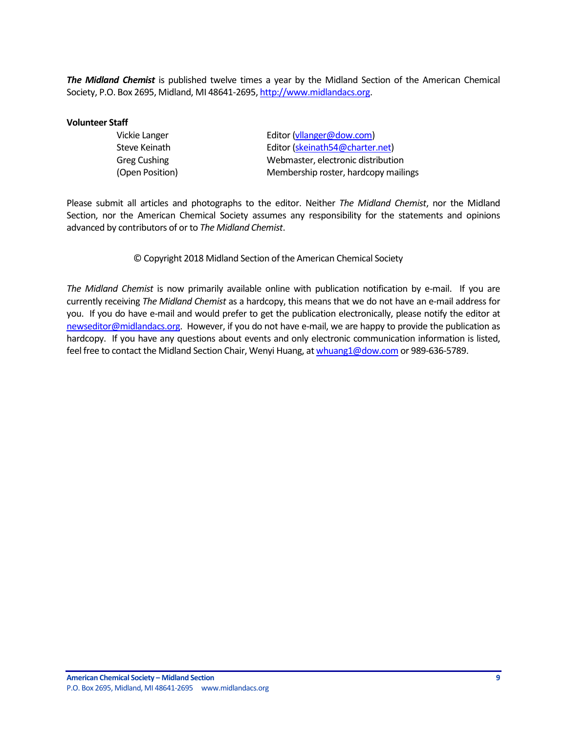***The Midland Chemist*** is published twelve times a year by the Midland Section of the American Chemical Society, P.O. Box 2695, Midland, MI 48641-2695, http://www.midlandacs.org.

**Volunteer Staff**

| | |
|---|---|
| Vickie Langer | Editor (vllanger@dow.com) |
| Steve Keinath | Editor (skeinath54@charter.net) |
| Greg Cushing | Webmaster, electronic distribution |
| (Open Position) | Membership roster, hardcopy mailings |

Please submit all articles and photographs to the editor. Neither *The Midland Chemist*, nor the Midland Section, nor the American Chemical Society assumes any responsibility for the statements and opinions advanced by contributors of or to *The Midland Chemist*.

© Copyright 2018 Midland Section of the American Chemical Society

*The Midland Chemist* is now primarily available online with publication notification by e-mail. If you are currently receiving *The Midland Chemist* as a hardcopy, this means that we do not have an e-mail address for you. If you do have e-mail and would prefer to get the publication electronically, please notify the editor at newseditor@midlandacs.org. However, if you do not have e-mail, we are happy to provide the publication as hardcopy. If you have any questions about events and only electronic communication information is listed, feel free to contact the Midland Section Chair, Wenyi Huang, at whuang1@dow.com or 989-636-5789.